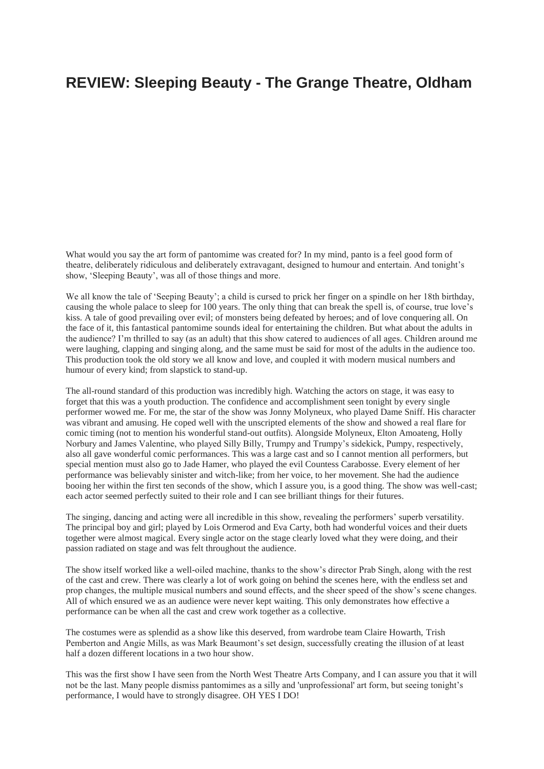# REVIEW: Sleeping Beauty - The Grange Theatre, Oldham

What would you say the art form of pantomime was created for? In my mind, panto is a feel good form of theatre, deliberately ridiculous and deliberately extravagant, designed to humour and entertain. And tonight's show, 'Sleeping Beauty', was all of those things and more.

We all know the tale of 'Seeping Beauty'; a child is cursed to prick her finger on a spindle on her 18th birthday, causing the whole palace to sleep for 100 years. The only thing that can break the spell is, of course, true love's kiss. A tale of good prevailing over evil; of monsters being defeated by heroes; and of love conquering all. On the face of it, this fantastical pantomime sounds ideal for entertaining the children. But what about the adults in the audience? I'm thrilled to say (as an adult) that this show catered to audiences of all ages. Children around me were laughing, clapping and singing along, and the same must be said for most of the adults in the audience too. This production took the old story we all know and love, and coupled it with modern musical numbers and humour of every kind; from slapstick to stand-up.

The all-round standard of this production was incredibly high. Watching the actors on stage, it was easy to forget that this was a youth production. The confidence and accomplishment seen tonight by every single performer wowed me. For me, the star of the show was Jonny Molyneux, who played Dame Sniff. His character was vibrant and amusing. He coped well with the unscripted elements of the show and showed a real flare for comic timing (not to mention his wonderful stand-out outfits). Alongside Molyneux, Elton Amoateng, Holly Norbury and James Valentine, who played Silly Billy, Trumpy and Trumpy's sidekick, Pumpy, respectively, also all gave wonderful comic performances. This was a large cast and so I cannot mention all performers, but special mention must also go to Jade Hamer, who played the evil Countess Carabosse. Every element of her performance was believably sinister and witch-like; from her voice, to her movement. She had the audience booing her within the first ten seconds of the show, which I assure you, is a good thing. The show was well-cast; each actor seemed perfectly suited to their role and I can see brilliant things for their futures.

The singing, dancing and acting were all incredible in this show, revealing the performers' superb versatility. The principal boy and girl; played by Lois Ormerod and Eva Carty, both had wonderful voices and their duets together were almost magical. Every single actor on the stage clearly loved what they were doing, and their passion radiated on stage and was felt throughout the audience.

The show itself worked like a well-oiled machine, thanks to the show's director Prab Singh, along with the rest of the cast and crew. There was clearly a lot of work going on behind the scenes here, with the endless set and prop changes, the multiple musical numbers and sound effects, and the sheer speed of the show's scene changes. All of which ensured we as an audience were never kept waiting. This only demonstrates how effective a performance can be when all the cast and crew work together as a collective.

The costumes were as splendid as a show like this deserved, from wardrobe team Claire Howarth, Trish Pemberton and Angie Mills, as was Mark Beaumont's set design, successfully creating the illusion of at least half a dozen different locations in a two hour show.

This was the first show I have seen from the North West Theatre Arts Company, and I can assure you that it will not be the last. Many people dismiss pantomimes as a silly and 'unprofessional' art form, but seeing tonight's performance, I would have to strongly disagree. OH YES I DO!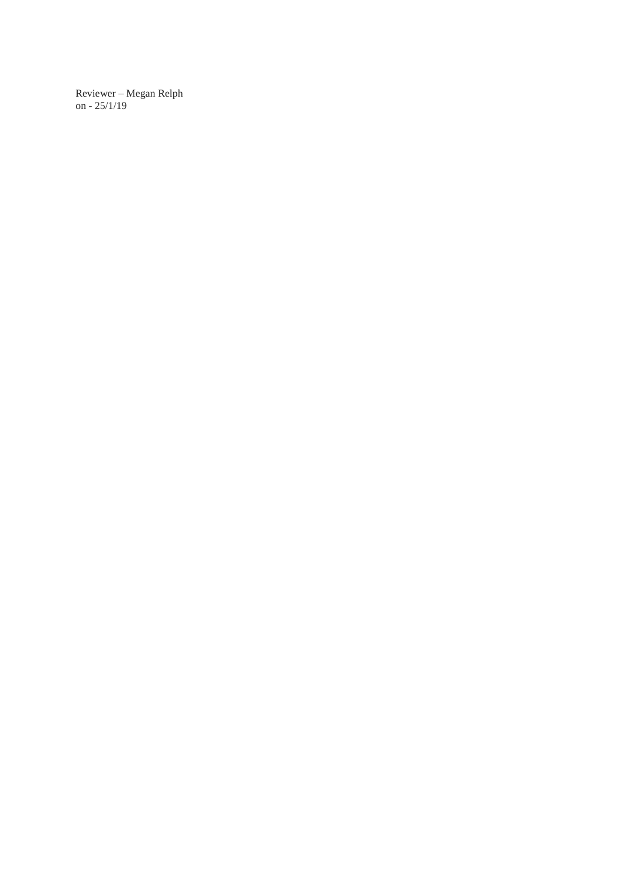Reviewer – Megan Relph
on - 25/1/19